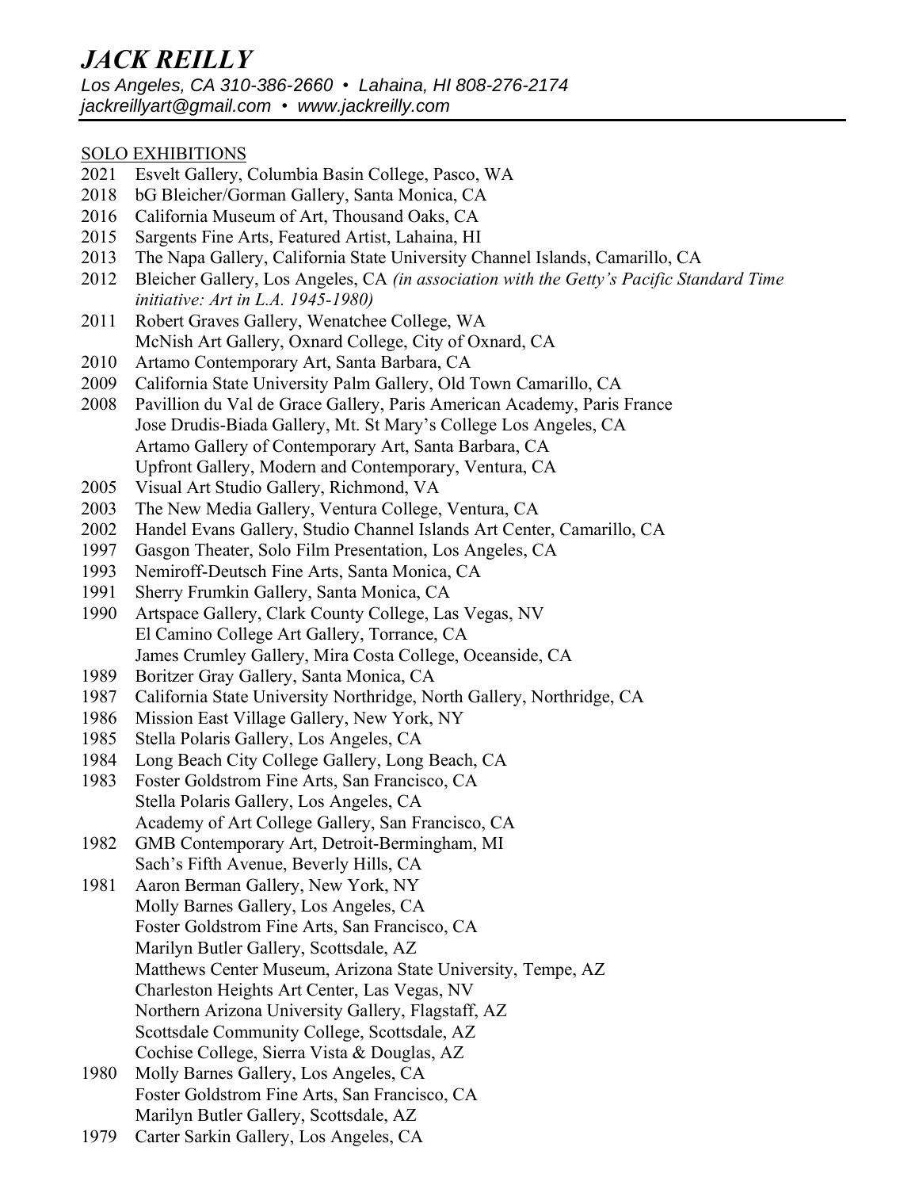# *JACK REILLY*

*Los Angeles, CA 310-386-2660 • Lahaina, HI 808-276-2174*
*jackreillyart@gmail.com • www.jackreilly.com*

---

SOLO EXHIBITIONS

2021 Esvelt Gallery, Columbia Basin College, Pasco, WA
2018 bG Bleicher/Gorman Gallery, Santa Monica, CA
2016 California Museum of Art, Thousand Oaks, CA
2015 Sargents Fine Arts, Featured Artist, Lahaina, HI
2013 The Napa Gallery, California State University Channel Islands, Camarillo, CA
2012 Bleicher Gallery, Los Angeles, CA *(in association with the Getty's Pacific Standard Time initiative: Art in L.A. 1945-1980)*
2011 Robert Graves Gallery, Wenatchee College, WA
McNish Art Gallery, Oxnard College, City of Oxnard, CA
2010 Artamo Contemporary Art, Santa Barbara, CA
2009 California State University Palm Gallery, Old Town Camarillo, CA
2008 Pavillion du Val de Grace Gallery, Paris American Academy, Paris France
Jose Drudis-Biada Gallery, Mt. St Mary's College Los Angeles, CA
Artamo Gallery of Contemporary Art, Santa Barbara, CA
Upfront Gallery, Modern and Contemporary, Ventura, CA
2005 Visual Art Studio Gallery, Richmond, VA
2003 The New Media Gallery, Ventura College, Ventura, CA
2002 Handel Evans Gallery, Studio Channel Islands Art Center, Camarillo, CA
1997 Gasgon Theater, Solo Film Presentation, Los Angeles, CA
1993 Nemiroff-Deutsch Fine Arts, Santa Monica, CA
1991 Sherry Frumkin Gallery, Santa Monica, CA
1990 Artspace Gallery, Clark County College, Las Vegas, NV
El Camino College Art Gallery, Torrance, CA
James Crumley Gallery, Mira Costa College, Oceanside, CA
1989 Boritzer Gray Gallery, Santa Monica, CA
1987 California State University Northridge, North Gallery, Northridge, CA
1986 Mission East Village Gallery, New York, NY
1985 Stella Polaris Gallery, Los Angeles, CA
1984 Long Beach City College Gallery, Long Beach, CA
1983 Foster Goldstrom Fine Arts, San Francisco, CA
Stella Polaris Gallery, Los Angeles, CA
Academy of Art College Gallery, San Francisco, CA
1982 GMB Contemporary Art, Detroit-Bermingham, MI
Sach's Fifth Avenue, Beverly Hills, CA
1981 Aaron Berman Gallery, New York, NY
Molly Barnes Gallery, Los Angeles, CA
Foster Goldstrom Fine Arts, San Francisco, CA
Marilyn Butler Gallery, Scottsdale, AZ
Matthews Center Museum, Arizona State University, Tempe, AZ
Charleston Heights Art Center, Las Vegas, NV
Northern Arizona University Gallery, Flagstaff, AZ
Scottsdale Community College, Scottsdale, AZ
Cochise College, Sierra Vista & Douglas, AZ
1980 Molly Barnes Gallery, Los Angeles, CA
Foster Goldstrom Fine Arts, San Francisco, CA
Marilyn Butler Gallery, Scottsdale, AZ
1979 Carter Sarkin Gallery, Los Angeles, CA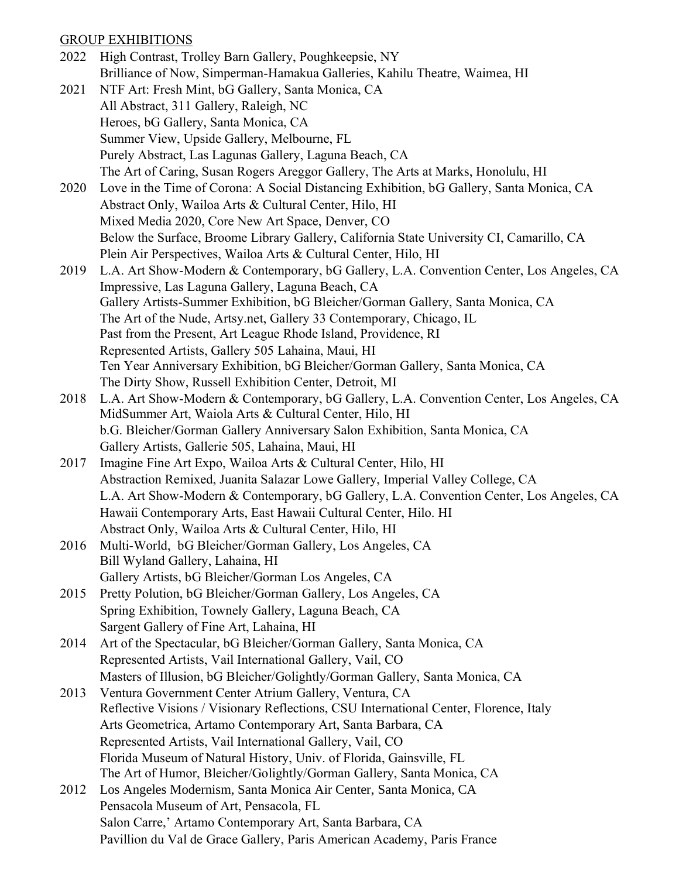## GROUP EXHIBITIONS

2022 High Contrast, Trolley Barn Gallery, Poughkeepsie, NY
Brilliance of Now, Simperman-Hamakua Galleries, Kahilu Theatre, Waimea, HI

2021 NTF Art: Fresh Mint, bG Gallery, Santa Monica, CA
All Abstract, 311 Gallery, Raleigh, NC
Heroes, bG Gallery, Santa Monica, CA
Summer View, Upside Gallery, Melbourne, FL
Purely Abstract, Las Lagunas Gallery, Laguna Beach, CA
The Art of Caring, Susan Rogers Areggor Gallery, The Arts at Marks, Honolulu, HI

2020 Love in the Time of Corona: A Social Distancing Exhibition, bG Gallery, Santa Monica, CA
Abstract Only, Wailoa Arts & Cultural Center, Hilo, HI
Mixed Media 2020, Core New Art Space, Denver, CO
Below the Surface, Broome Library Gallery, California State University CI, Camarillo, CA
Plein Air Perspectives, Wailoa Arts & Cultural Center, Hilo, HI

2019 L.A. Art Show-Modern & Contemporary, bG Gallery, L.A. Convention Center, Los Angeles, CA
Impressive, Las Laguna Gallery, Laguna Beach, CA
Gallery Artists-Summer Exhibition, bG Bleicher/Gorman Gallery, Santa Monica, CA
The Art of the Nude, Artsy.net, Gallery 33 Contemporary, Chicago, IL
Past from the Present, Art League Rhode Island, Providence, RI
Represented Artists, Gallery 505 Lahaina, Maui, HI
Ten Year Anniversary Exhibition, bG Bleicher/Gorman Gallery, Santa Monica, CA
The Dirty Show, Russell Exhibition Center, Detroit, MI

2018 L.A. Art Show-Modern & Contemporary, bG Gallery, L.A. Convention Center, Los Angeles, CA
MidSummer Art, Waiola Arts & Cultural Center, Hilo, HI
b.G. Bleicher/Gorman Gallery Anniversary Salon Exhibition, Santa Monica, CA
Gallery Artists, Gallerie 505, Lahaina, Maui, HI

2017 Imagine Fine Art Expo, Wailoa Arts & Cultural Center, Hilo, HI
Abstraction Remixed, Juanita Salazar Lowe Gallery, Imperial Valley College, CA
L.A. Art Show-Modern & Contemporary, bG Gallery, L.A. Convention Center, Los Angeles, CA
Hawaii Contemporary Arts, East Hawaii Cultural Center, Hilo. HI
Abstract Only, Wailoa Arts & Cultural Center, Hilo, HI

2016 Multi-World, bG Bleicher/Gorman Gallery, Los Angeles, CA
Bill Wyland Gallery, Lahaina, HI
Gallery Artists, bG Bleicher/Gorman Los Angeles, CA

2015 Pretty Polution, bG Bleicher/Gorman Gallery, Los Angeles, CA
Spring Exhibition, Townely Gallery, Laguna Beach, CA
Sargent Gallery of Fine Art, Lahaina, HI

2014 Art of the Spectacular, bG Bleicher/Gorman Gallery, Santa Monica, CA
Represented Artists, Vail International Gallery, Vail, CO
Masters of Illusion, bG Bleicher/Golightly/Gorman Gallery, Santa Monica, CA

2013 Ventura Government Center Atrium Gallery, Ventura, CA
Reflective Visions / Visionary Reflections, CSU International Center, Florence, Italy
Arts Geometrica, Artamo Contemporary Art, Santa Barbara, CA
Represented Artists, Vail International Gallery, Vail, CO
Florida Museum of Natural History, Univ. of Florida, Gainsville, FL
The Art of Humor, Bleicher/Golightly/Gorman Gallery, Santa Monica, CA

2012 Los Angeles Modernism, Santa Monica Air Center, Santa Monica, CA
Pensacola Museum of Art, Pensacola, FL
Salon Carre,' Artamo Contemporary Art, Santa Barbara, CA
Pavillion du Val de Grace Gallery, Paris American Academy, Paris France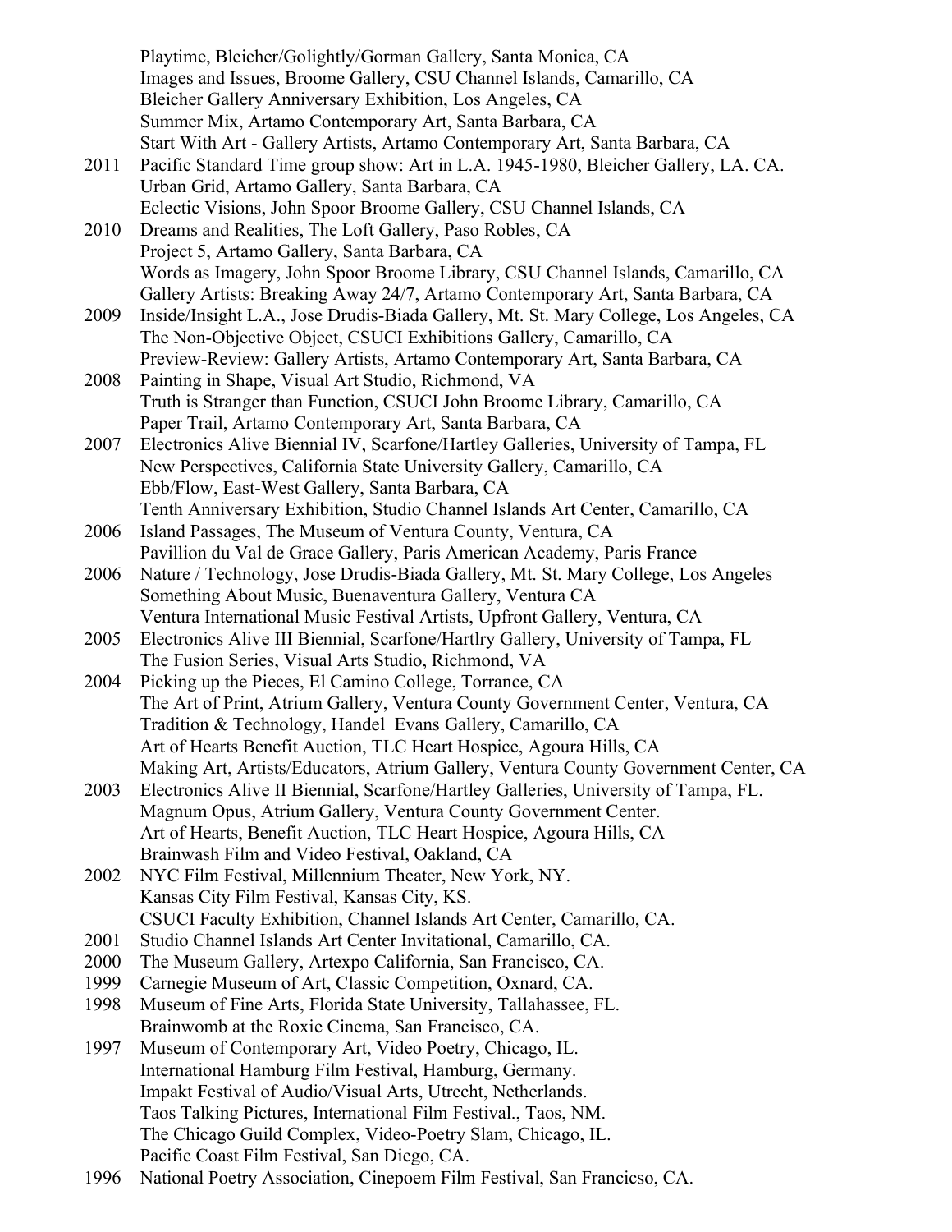Playtime, Bleicher/Golightly/Gorman Gallery, Santa Monica, CA
Images and Issues, Broome Gallery, CSU Channel Islands, Camarillo, CA
Bleicher Gallery Anniversary Exhibition, Los Angeles, CA
Summer Mix, Artamo Contemporary Art, Santa Barbara, CA
Start With Art - Gallery Artists, Artamo Contemporary Art, Santa Barbara, CA

2011 Pacific Standard Time group show: Art in L.A. 1945-1980, Bleicher Gallery, LA. CA.
Urban Grid, Artamo Gallery, Santa Barbara, CA
Eclectic Visions, John Spoor Broome Gallery, CSU Channel Islands, CA

2010 Dreams and Realities, The Loft Gallery, Paso Robles, CA
Project 5, Artamo Gallery, Santa Barbara, CA
Words as Imagery, John Spoor Broome Library, CSU Channel Islands, Camarillo, CA
Gallery Artists: Breaking Away 24/7, Artamo Contemporary Art, Santa Barbara, CA

2009 Inside/Insight L.A., Jose Drudis-Biada Gallery, Mt. St. Mary College, Los Angeles, CA
The Non-Objective Object, CSUCI Exhibitions Gallery, Camarillo, CA
Preview-Review: Gallery Artists, Artamo Contemporary Art, Santa Barbara, CA

2008 Painting in Shape, Visual Art Studio, Richmond, VA
Truth is Stranger than Function, CSUCI John Broome Library, Camarillo, CA
Paper Trail, Artamo Contemporary Art, Santa Barbara, CA

2007 Electronics Alive Biennial IV, Scarfone/Hartley Galleries, University of Tampa, FL
New Perspectives, California State University Gallery, Camarillo, CA
Ebb/Flow, East-West Gallery, Santa Barbara, CA
Tenth Anniversary Exhibition, Studio Channel Islands Art Center, Camarillo, CA

2006 Island Passages, The Museum of Ventura County, Ventura, CA
Pavillion du Val de Grace Gallery, Paris American Academy, Paris France

2006 Nature / Technology, Jose Drudis-Biada Gallery, Mt. St. Mary College, Los Angeles
Something About Music, Buenaventura Gallery, Ventura CA
Ventura International Music Festival Artists, Upfront Gallery, Ventura, CA

2005 Electronics Alive III Biennial, Scarfone/Hartlry Gallery, University of Tampa, FL
The Fusion Series, Visual Arts Studio, Richmond, VA

2004 Picking up the Pieces, El Camino College, Torrance, CA
The Art of Print, Atrium Gallery, Ventura County Government Center, Ventura, CA
Tradition & Technology, Handel Evans Gallery, Camarillo, CA
Art of Hearts Benefit Auction, TLC Heart Hospice, Agoura Hills, CA
Making Art, Artists/Educators, Atrium Gallery, Ventura County Government Center, CA

2003 Electronics Alive II Biennial, Scarfone/Hartley Galleries, University of Tampa, FL.
Magnum Opus, Atrium Gallery, Ventura County Government Center.
Art of Hearts, Benefit Auction, TLC Heart Hospice, Agoura Hills, CA
Brainwash Film and Video Festival, Oakland, CA

2002 NYC Film Festival, Millennium Theater, New York, NY.
Kansas City Film Festival, Kansas City, KS.
CSUCI Faculty Exhibition, Channel Islands Art Center, Camarillo, CA.

2001 Studio Channel Islands Art Center Invitational, Camarillo, CA.

2000 The Museum Gallery, Artexpo California, San Francisco, CA.

1999 Carnegie Museum of Art, Classic Competition, Oxnard, CA.

1998 Museum of Fine Arts, Florida State University, Tallahassee, FL.
Brainwomb at the Roxie Cinema, San Francisco, CA.

1997 Museum of Contemporary Art, Video Poetry, Chicago, IL.
International Hamburg Film Festival, Hamburg, Germany.
Impakt Festival of Audio/Visual Arts, Utrecht, Netherlands.
Taos Talking Pictures, International Film Festival., Taos, NM.
The Chicago Guild Complex, Video-Poetry Slam, Chicago, IL.
Pacific Coast Film Festival, San Diego, CA.

1996 National Poetry Association, Cinepoem Film Festival, San Francicso, CA.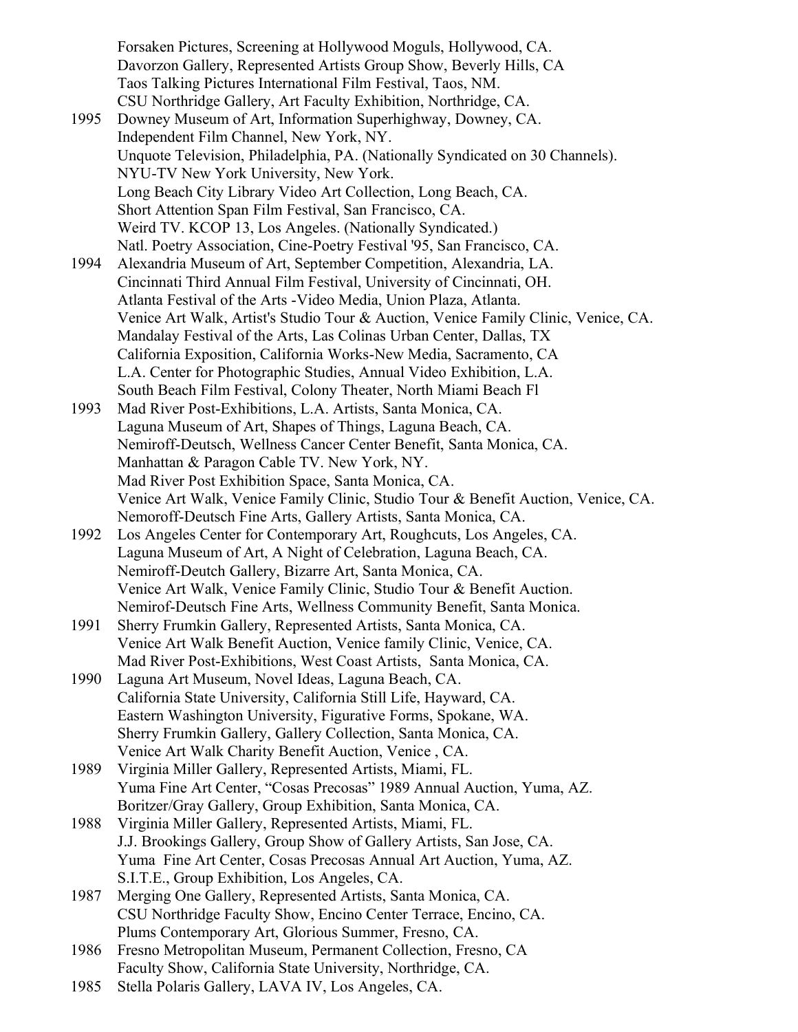Forsaken Pictures, Screening at Hollywood Moguls, Hollywood, CA.
Davorzon Gallery, Represented Artists Group Show, Beverly Hills, CA
Taos Talking Pictures International Film Festival, Taos, NM.
CSU Northridge Gallery, Art Faculty Exhibition, Northridge, CA.

1995 Downey Museum of Art, Information Superhighway, Downey, CA.
Independent Film Channel, New York, NY.
Unquote Television, Philadelphia, PA. (Nationally Syndicated on 30 Channels).
NYU-TV New York University, New York.
Long Beach City Library Video Art Collection, Long Beach, CA.
Short Attention Span Film Festival, San Francisco, CA.
Weird TV. KCOP 13, Los Angeles. (Nationally Syndicated.)
Natl. Poetry Association, Cine-Poetry Festival '95, San Francisco, CA.

1994 Alexandria Museum of Art, September Competition, Alexandria, LA.
Cincinnati Third Annual Film Festival, University of Cincinnati, OH.
Atlanta Festival of the Arts -Video Media, Union Plaza, Atlanta.
Venice Art Walk, Artist's Studio Tour & Auction, Venice Family Clinic, Venice, CA.
Mandalay Festival of the Arts, Las Colinas Urban Center, Dallas, TX
California Exposition, California Works-New Media, Sacramento, CA
L.A. Center for Photographic Studies, Annual Video Exhibition, L.A.
South Beach Film Festival, Colony Theater, North Miami Beach Fl

1993 Mad River Post-Exhibitions, L.A. Artists, Santa Monica, CA.
Laguna Museum of Art, Shapes of Things, Laguna Beach, CA.
Nemiroff-Deutsch, Wellness Cancer Center Benefit, Santa Monica, CA.
Manhattan & Paragon Cable TV. New York, NY.
Mad River Post Exhibition Space, Santa Monica, CA.
Venice Art Walk, Venice Family Clinic, Studio Tour & Benefit Auction, Venice, CA.
Nemoroff-Deutsch Fine Arts, Gallery Artists, Santa Monica, CA.

1992 Los Angeles Center for Contemporary Art, Roughcuts, Los Angeles, CA.
Laguna Museum of Art, A Night of Celebration, Laguna Beach, CA.
Nemiroff-Deutch Gallery, Bizarre Art, Santa Monica, CA.
Venice Art Walk, Venice Family Clinic, Studio Tour & Benefit Auction.
Nemirof-Deutsch Fine Arts, Wellness Community Benefit, Santa Monica.

1991 Sherry Frumkin Gallery, Represented Artists, Santa Monica, CA.
Venice Art Walk Benefit Auction, Venice family Clinic, Venice, CA.
Mad River Post-Exhibitions, West Coast Artists, Santa Monica, CA.

1990 Laguna Art Museum, Novel Ideas, Laguna Beach, CA.
California State University, California Still Life, Hayward, CA.
Eastern Washington University, Figurative Forms, Spokane, WA.
Sherry Frumkin Gallery, Gallery Collection, Santa Monica, CA.
Venice Art Walk Charity Benefit Auction, Venice , CA.

1989 Virginia Miller Gallery, Represented Artists, Miami, FL.
Yuma Fine Art Center, "Cosas Precosas" 1989 Annual Auction, Yuma, AZ.
Boritzer/Gray Gallery, Group Exhibition, Santa Monica, CA.

1988 Virginia Miller Gallery, Represented Artists, Miami, FL.
J.J. Brookings Gallery, Group Show of Gallery Artists, San Jose, CA.
Yuma Fine Art Center, Cosas Precosas Annual Art Auction, Yuma, AZ.
S.I.T.E., Group Exhibition, Los Angeles, CA.

1987 Merging One Gallery, Represented Artists, Santa Monica, CA.
CSU Northridge Faculty Show, Encino Center Terrace, Encino, CA.
Plums Contemporary Art, Glorious Summer, Fresno, CA.

1986 Fresno Metropolitan Museum, Permanent Collection, Fresno, CA
Faculty Show, California State University, Northridge, CA.

1985 Stella Polaris Gallery, LAVA IV, Los Angeles, CA.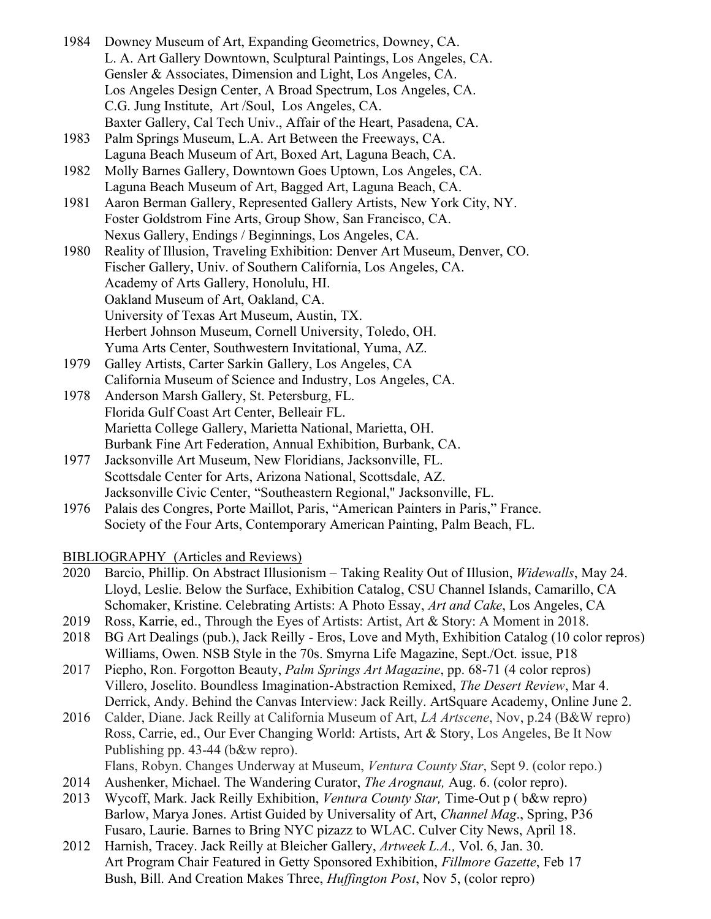1984 Downey Museum of Art, Expanding Geometrics, Downey, CA.
L. A. Art Gallery Downtown, Sculptural Paintings, Los Angeles, CA.
Gensler & Associates, Dimension and Light, Los Angeles, CA.
Los Angeles Design Center, A Broad Spectrum, Los Angeles, CA.
C.G. Jung Institute, Art /Soul, Los Angeles, CA.
Baxter Gallery, Cal Tech Univ., Affair of the Heart, Pasadena, CA.

1983 Palm Springs Museum, L.A. Art Between the Freeways, CA.
Laguna Beach Museum of Art, Boxed Art, Laguna Beach, CA.

1982 Molly Barnes Gallery, Downtown Goes Uptown, Los Angeles, CA.
Laguna Beach Museum of Art, Bagged Art, Laguna Beach, CA.

1981 Aaron Berman Gallery, Represented Gallery Artists, New York City, NY.
Foster Goldstrom Fine Arts, Group Show, San Francisco, CA.
Nexus Gallery, Endings / Beginnings, Los Angeles, CA.

1980 Reality of Illusion, Traveling Exhibition: Denver Art Museum, Denver, CO.
Fischer Gallery, Univ. of Southern California, Los Angeles, CA.
Academy of Arts Gallery, Honolulu, HI.
Oakland Museum of Art, Oakland, CA.
University of Texas Art Museum, Austin, TX.
Herbert Johnson Museum, Cornell University, Toledo, OH.
Yuma Arts Center, Southwestern Invitational, Yuma, AZ.

1979 Galley Artists, Carter Sarkin Gallery, Los Angeles, CA
California Museum of Science and Industry, Los Angeles, CA.

1978 Anderson Marsh Gallery, St. Petersburg, FL.
Florida Gulf Coast Art Center, Belleair FL.
Marietta College Gallery, Marietta National, Marietta, OH.
Burbank Fine Art Federation, Annual Exhibition, Burbank, CA.

1977 Jacksonville Art Museum, New Floridians, Jacksonville, FL.
Scottsdale Center for Arts, Arizona National, Scottsdale, AZ.
Jacksonville Civic Center, "Southeastern Regional," Jacksonville, FL.

1976 Palais des Congres, Porte Maillot, Paris, "American Painters in Paris," France.
Society of the Four Arts, Contemporary American Painting, Palm Beach, FL.

## BIBLIOGRAPHY (Articles and Reviews)

2020 Barcio, Phillip. On Abstract Illusionism – Taking Reality Out of Illusion, *Widewalls*, May 24.
Lloyd, Leslie. Below the Surface, Exhibition Catalog, CSU Channel Islands, Camarillo, CA
Schomaker, Kristine. Celebrating Artists: A Photo Essay, *Art and Cake*, Los Angeles, CA

2019 Ross, Karrie, ed., Through the Eyes of Artists: Artist, Art & Story: A Moment in 2018.

2018 BG Art Dealings (pub.), Jack Reilly - Eros, Love and Myth, Exhibition Catalog (10 color repros)
Williams, Owen. NSB Style in the 70s. Smyrna Life Magazine, Sept./Oct. issue, P18

2017 Piepho, Ron. Forgotton Beauty, *Palm Springs Art Magazine*, pp. 68-71 (4 color repros)
Villero, Joselito. Boundless Imagination-Abstraction Remixed, *The Desert Review*, Mar 4.
Derrick, Andy. Behind the Canvas Interview: Jack Reilly. ArtSquare Academy, Online June 2.

2016 Calder, Diane. Jack Reilly at California Museum of Art, *LA Artscene*, Nov, p.24 (B&W repro)
Ross, Carrie, ed., Our Ever Changing World: Artists, Art & Story, Los Angeles, Be It Now Publishing pp. 43-44 (b&w repro).
Flans, Robyn. Changes Underway at Museum, *Ventura County Star*, Sept 9. (color repo.)

2014 Aushenker, Michael. The Wandering Curator, *The Arognaut,* Aug. 6. (color repro).

2013 Wycoff, Mark. Jack Reilly Exhibition, *Ventura County Star,* Time-Out p ( b&w repro)
Barlow, Marya Jones. Artist Guided by Universality of Art, *Channel Mag*., Spring, P36
Fusaro, Laurie. Barnes to Bring NYC pizazz to WLAC. Culver City News, April 18.

2012 Harnish, Tracey. Jack Reilly at Bleicher Gallery, *Artweek L.A.,* Vol. 6, Jan. 30.
Art Program Chair Featured in Getty Sponsored Exhibition, *Fillmore Gazette*, Feb 17
Bush, Bill. And Creation Makes Three, *Huffington Post*, Nov 5, (color repro)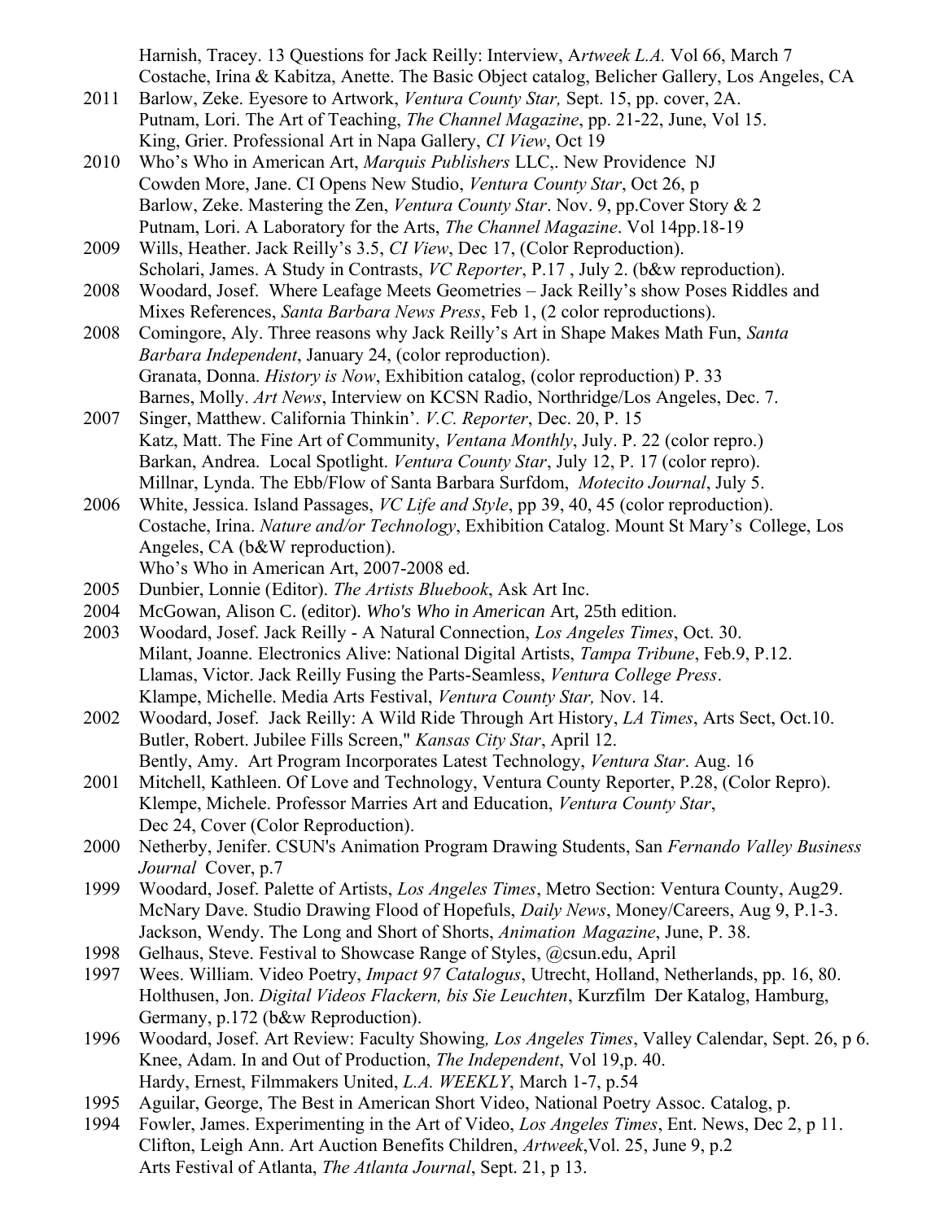Harnish, Tracey. 13 Questions for Jack Reilly: Interview, A*rtweek L.A.* Vol 66, March 7
Costache, Irina & Kabitza, Anette. The Basic Object catalog, Belicher Gallery, Los Angeles, CA

2011 Barlow, Zeke. Eyesore to Artwork, *Ventura County Star,* Sept. 15, pp. cover, 2A.
Putnam, Lori. The Art of Teaching, *The Channel Magazine*, pp. 21-22, June, Vol 15.
King, Grier. Professional Art in Napa Gallery, *CI View*, Oct 19

2010 Who's Who in American Art, *Marquis Publishers* LLC,. New Providence NJ
Cowden More, Jane. CI Opens New Studio, *Ventura County Star*, Oct 26, p
Barlow, Zeke. Mastering the Zen, *Ventura County Star*. Nov. 9, pp.Cover Story & 2
Putnam, Lori. A Laboratory for the Arts, *The Channel Magazine*. Vol 14pp.18-19

2009 Wills, Heather. Jack Reilly's 3.5, *CI View*, Dec 17, (Color Reproduction).
Scholari, James. A Study in Contrasts, *VC Reporter*, P.17 , July 2. (b&w reproduction).

2008 Woodard, Josef. Where Leafage Meets Geometries – Jack Reilly's show Poses Riddles and Mixes References, *Santa Barbara News Press*, Feb 1, (2 color reproductions).

2008 Comingore, Aly. Three reasons why Jack Reilly's Art in Shape Makes Math Fun, *Santa Barbara Independent*, January 24, (color reproduction).
Granata, Donna. *History is Now*, Exhibition catalog, (color reproduction) P. 33
Barnes, Molly. *Art News*, Interview on KCSN Radio, Northridge/Los Angeles, Dec. 7.

2007 Singer, Matthew. California Thinkin'. *V.C. Reporter*, Dec. 20, P. 15
Katz, Matt. The Fine Art of Community, *Ventana Monthly*, July. P. 22 (color repro.)
Barkan, Andrea. Local Spotlight. *Ventura County Star*, July 12, P. 17 (color repro).
Millnar, Lynda. The Ebb/Flow of Santa Barbara Surfdom, *Motecito Journal*, July 5.

2006 White, Jessica. Island Passages, *VC Life and Style*, pp 39, 40, 45 (color reproduction).
Costache, Irina. *Nature and/or Technology*, Exhibition Catalog. Mount St Mary's College, Los Angeles, CA (b&W reproduction).
Who's Who in American Art, 2007-2008 ed.

2005 Dunbier, Lonnie (Editor). *The Artists Bluebook*, Ask Art Inc.

2004 McGowan, Alison C. (editor). *Who's Who in American* Art, 25th edition.

2003 Woodard, Josef. Jack Reilly - A Natural Connection, *Los Angeles Times*, Oct. 30.
Milant, Joanne. Electronics Alive: National Digital Artists, *Tampa Tribune*, Feb.9, P.12.
Llamas, Victor. Jack Reilly Fusing the Parts-Seamless, *Ventura College Press*.
Klampe, Michelle. Media Arts Festival, *Ventura County Star,* Nov. 14.

2002 Woodard, Josef. Jack Reilly: A Wild Ride Through Art History, *LA Times*, Arts Sect, Oct.10.
Butler, Robert. Jubilee Fills Screen," *Kansas City Star*, April 12.
Bently, Amy. Art Program Incorporates Latest Technology, *Ventura Star*. Aug. 16

2001 Mitchell, Kathleen. Of Love and Technology, Ventura County Reporter, P.28, (Color Repro).
Klempe, Michele. Professor Marries Art and Education, *Ventura County Star*, Dec 24, Cover (Color Reproduction).

2000 Netherby, Jenifer. CSUN's Animation Program Drawing Students, San *Fernando Valley Business Journal* Cover, p.7

1999 Woodard, Josef. Palette of Artists, *Los Angeles Times*, Metro Section: Ventura County, Aug29.
McNary Dave. Studio Drawing Flood of Hopefuls, *Daily News*, Money/Careers, Aug 9, P.1-3.
Jackson, Wendy. The Long and Short of Shorts, *Animation Magazine*, June, P. 38.

1998 Gelhaus, Steve. Festival to Showcase Range of Styles, @csun.edu, April

1997 Wees. William. Video Poetry, *Impact 97 Catalogus*, Utrecht, Holland, Netherlands, pp. 16, 80.
Holthusen, Jon. *Digital Videos Flackern, bis Sie Leuchten*, Kurzfilm Der Katalog, Hamburg, Germany, p.172 (b&w Reproduction).

1996 Woodard, Josef. Art Review: Faculty Showing*, Los Angeles Times*, Valley Calendar, Sept. 26, p 6.
Knee, Adam. In and Out of Production, *The Independent*, Vol 19,p. 40.
Hardy, Ernest, Filmmakers United, *L.A. WEEKLY*, March 1-7, p.54

1995 Aguilar, George, The Best in American Short Video, National Poetry Assoc. Catalog, p.

1994 Fowler, James. Experimenting in the Art of Video, *Los Angeles Times*, Ent. News, Dec 2, p 11.
Clifton, Leigh Ann. Art Auction Benefits Children, *Artweek*,Vol. 25, June 9, p.2
Arts Festival of Atlanta, *The Atlanta Journal*, Sept. 21, p 13.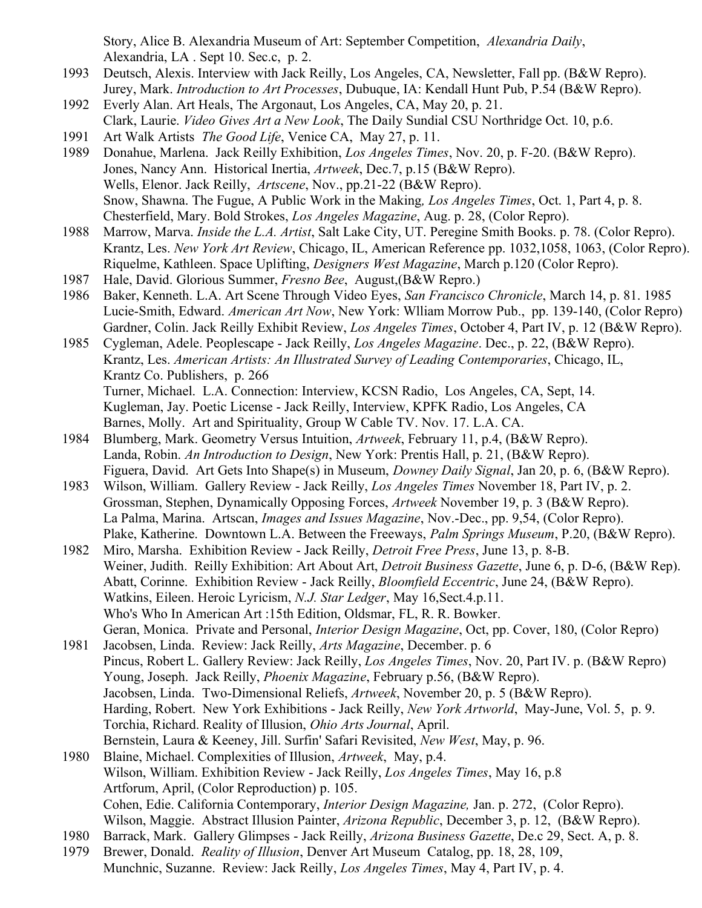Story, Alice B. Alexandria Museum of Art: September Competition, *Alexandria Daily*, Alexandria, LA . Sept 10. Sec.c, p. 2.

1993 Deutsch, Alexis. Interview with Jack Reilly, Los Angeles, CA, Newsletter, Fall pp. (B&W Repro).
Jurey, Mark. *Introduction to Art Processes*, Dubuque, IA: Kendall Hunt Pub, P.54 (B&W Repro).

1992 Everly Alan. Art Heals, The Argonaut, Los Angeles, CA, May 20, p. 21.
Clark, Laurie. *Video Gives Art a New Look*, The Daily Sundial CSU Northridge Oct. 10, p.6.

1991 Art Walk Artists *The Good Life*, Venice CA, May 27, p. 11.

1989 Donahue, Marlena. Jack Reilly Exhibition, *Los Angeles Times*, Nov. 20, p. F-20. (B&W Repro).
Jones, Nancy Ann. Historical Inertia, *Artweek*, Dec.7, p.15 (B&W Repro).
Wells, Elenor. Jack Reilly, *Artscene*, Nov., pp.21-22 (B&W Repro).
Snow, Shawna. The Fugue, A Public Work in the Making*, Los Angeles Times*, Oct. 1, Part 4, p. 8.
Chesterfield, Mary. Bold Strokes, *Los Angeles Magazine*, Aug. p. 28, (Color Repro).

1988 Marrow, Marva. *Inside the L.A. Artist*, Salt Lake City, UT. Peregine Smith Books. p. 78. (Color Repro).
Krantz, Les. *New York Art Review*, Chicago, IL, American Reference pp. 1032,1058, 1063, (Color Repro).
Riquelme, Kathleen. Space Uplifting, *Designers West Magazine*, March p.120 (Color Repro).

1987 Hale, David. Glorious Summer, *Fresno Bee*, August,(B&W Repro.)

1986 Baker, Kenneth. L.A. Art Scene Through Video Eyes, *San Francisco Chronicle*, March 14, p. 81. 1985
Lucie-Smith, Edward. *American Art Now*, New York: Wlliam Morrow Pub., pp. 139-140, (Color Repro)
Gardner, Colin. Jack Reilly Exhibit Review, *Los Angeles Times*, October 4, Part IV, p. 12 (B&W Repro).

1985 Cygleman, Adele. Peoplescape - Jack Reilly, *Los Angeles Magazine*. Dec., p. 22, (B&W Repro).
Krantz, Les. *American Artists: An Illustrated Survey of Leading Contemporaries*, Chicago, IL, Krantz Co. Publishers, p. 266
Turner, Michael. L.A. Connection: Interview, KCSN Radio, Los Angeles, CA, Sept, 14.
Kugleman, Jay. Poetic License - Jack Reilly, Interview, KPFK Radio, Los Angeles, CA
Barnes, Molly. Art and Spirituality, Group W Cable TV. Nov. 17. L.A. CA.

1984 Blumberg, Mark. Geometry Versus Intuition, *Artweek*, February 11, p.4, (B&W Repro).
Landa, Robin. *An Introduction to Design*, New York: Prentis Hall, p. 21, (B&W Repro).
Figuera, David. Art Gets Into Shape(s) in Museum, *Downey Daily Signal*, Jan 20, p. 6, (B&W Repro).

1983 Wilson, William. Gallery Review - Jack Reilly, *Los Angeles Times* November 18, Part IV, p. 2.
Grossman, Stephen, Dynamically Opposing Forces, *Artweek* November 19, p. 3 (B&W Repro).
La Palma, Marina. Artscan, *Images and Issues Magazine*, Nov.-Dec., pp. 9,54, (Color Repro).
Plake, Katherine. Downtown L.A. Between the Freeways, *Palm Springs Museum*, P.20, (B&W Repro).

1982 Miro, Marsha. Exhibition Review - Jack Reilly, *Detroit Free Press*, June 13, p. 8-B.
Weiner, Judith. Reilly Exhibition: Art About Art, *Detroit Business Gazette*, June 6, p. D-6, (B&W Rep).
Abatt, Corinne. Exhibition Review - Jack Reilly, *Bloomfield Eccentric*, June 24, (B&W Repro).
Watkins, Eileen. Heroic Lyricism, *N.J. Star Ledger*, May 16,Sect.4.p.11.
Who's Who In American Art :15th Edition, Oldsmar, FL, R. R. Bowker.
Geran, Monica. Private and Personal, *Interior Design Magazine*, Oct, pp. Cover, 180, (Color Repro)

1981 Jacobsen, Linda. Review: Jack Reilly, *Arts Magazine*, December. p. 6
Pincus, Robert L. Gallery Review: Jack Reilly, *Los Angeles Times*, Nov. 20, Part IV. p. (B&W Repro)
Young, Joseph. Jack Reilly, *Phoenix Magazine*, February p.56, (B&W Repro).
Jacobsen, Linda. Two-Dimensional Reliefs, *Artweek*, November 20, p. 5 (B&W Repro).
Harding, Robert. New York Exhibitions - Jack Reilly, *New York Artworld*, May-June, Vol. 5, p. 9.
Torchia, Richard. Reality of Illusion, *Ohio Arts Journal*, April.
Bernstein, Laura & Keeney, Jill. Surfin' Safari Revisited, *New West*, May, p. 96.

1980 Blaine, Michael. Complexities of Illusion, *Artweek*, May, p.4.
Wilson, William. Exhibition Review - Jack Reilly, *Los Angeles Times*, May 16, p.8
Artforum, April, (Color Reproduction) p. 105.
Cohen, Edie. California Contemporary, *Interior Design Magazine,* Jan. p. 272, (Color Repro).
Wilson, Maggie. Abstract Illusion Painter, *Arizona Republic*, December 3, p. 12, (B&W Repro).

1980 Barrack, Mark. Gallery Glimpses - Jack Reilly, *Arizona Business Gazette*, De.c 29, Sect. A, p. 8.

1979 Brewer, Donald. *Reality of Illusion*, Denver Art Museum Catalog, pp. 18, 28, 109,
Munchnic, Suzanne. Review: Jack Reilly, *Los Angeles Times*, May 4, Part IV, p. 4.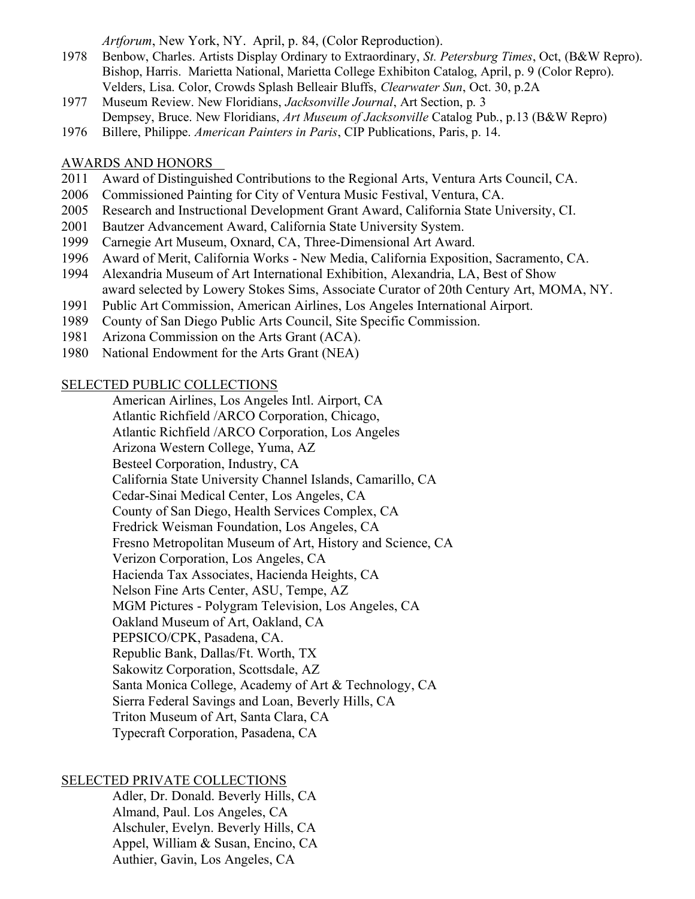*Artforum*, New York, NY. April, p. 84, (Color Reproduction).

1978 Benbow, Charles. Artists Display Ordinary to Extraordinary, *St. Petersburg Times*, Oct, (B&W Repro).
Bishop, Harris. Marietta National, Marietta College Exhibiton Catalog, April, p. 9 (Color Repro).
Velders, Lisa. Color, Crowds Splash Belleair Bluffs, *Clearwater Sun*, Oct. 30, p.2A

1977 Museum Review. New Floridians, *Jacksonville Journal*, Art Section, p. 3
Dempsey, Bruce. New Floridians, *Art Museum of Jacksonville* Catalog Pub., p.13 (B&W Repro)

1976 Billere, Philippe. *American Painters in Paris*, CIP Publications, Paris, p. 14.

## AWARDS AND HONORS

2011 Award of Distinguished Contributions to the Regional Arts, Ventura Arts Council, CA.
2006 Commissioned Painting for City of Ventura Music Festival, Ventura, CA.
2005 Research and Instructional Development Grant Award, California State University, CI.
2001 Bautzer Advancement Award, California State University System.
1999 Carnegie Art Museum, Oxnard, CA, Three-Dimensional Art Award.
1996 Award of Merit, California Works - New Media, California Exposition, Sacramento, CA.
1994 Alexandria Museum of Art International Exhibition, Alexandria, LA, Best of Show award selected by Lowery Stokes Sims, Associate Curator of 20th Century Art, MOMA, NY.
1991 Public Art Commission, American Airlines, Los Angeles International Airport.
1989 County of San Diego Public Arts Council, Site Specific Commission.
1981 Arizona Commission on the Arts Grant (ACA).
1980 National Endowment for the Arts Grant (NEA)

## SELECTED PUBLIC COLLECTIONS

American Airlines, Los Angeles Intl. Airport, CA
Atlantic Richfield /ARCO Corporation, Chicago,
Atlantic Richfield /ARCO Corporation, Los Angeles
Arizona Western College, Yuma, AZ
Besteel Corporation, Industry, CA
California State University Channel Islands, Camarillo, CA
Cedar-Sinai Medical Center, Los Angeles, CA
County of San Diego, Health Services Complex, CA
Fredrick Weisman Foundation, Los Angeles, CA
Fresno Metropolitan Museum of Art, History and Science, CA
Verizon Corporation, Los Angeles, CA
Hacienda Tax Associates, Hacienda Heights, CA
Nelson Fine Arts Center, ASU, Tempe, AZ
MGM Pictures - Polygram Television, Los Angeles, CA
Oakland Museum of Art, Oakland, CA
PEPSICO/CPK, Pasadena, CA.
Republic Bank, Dallas/Ft. Worth, TX
Sakowitz Corporation, Scottsdale, AZ
Santa Monica College, Academy of Art & Technology, CA
Sierra Federal Savings and Loan, Beverly Hills, CA
Triton Museum of Art, Santa Clara, CA
Typecraft Corporation, Pasadena, CA

## SELECTED PRIVATE COLLECTIONS

Adler, Dr. Donald. Beverly Hills, CA
Almand, Paul. Los Angeles, CA
Alschuler, Evelyn. Beverly Hills, CA
Appel, William & Susan, Encino, CA
Authier, Gavin, Los Angeles, CA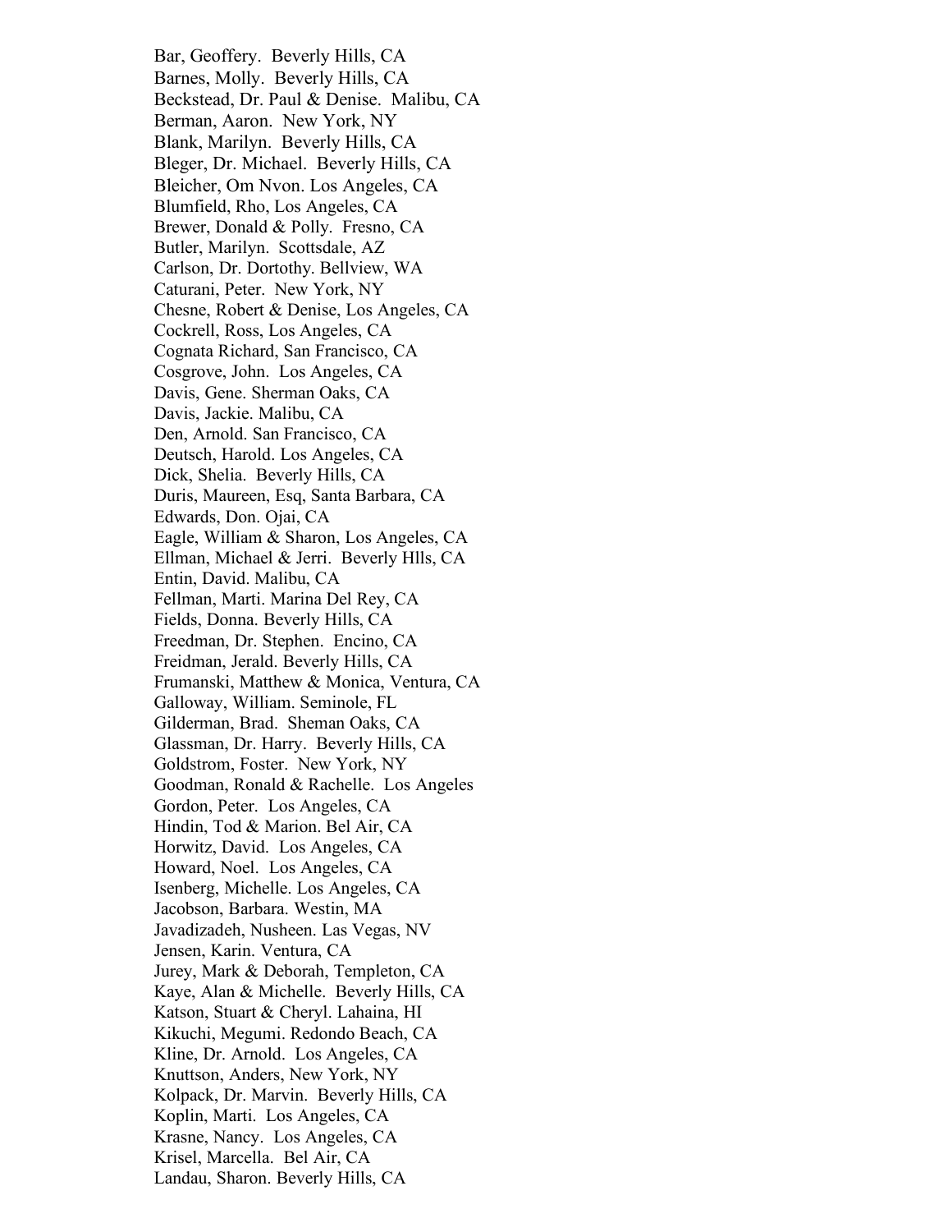Bar, Geoffery.  Beverly Hills, CA
Barnes, Molly.  Beverly Hills, CA
Beckstead, Dr. Paul & Denise.  Malibu, CA
Berman, Aaron.  New York, NY
Blank, Marilyn.  Beverly Hills, CA
Bleger, Dr. Michael.  Beverly Hills, CA
Bleicher, Om Nvon. Los Angeles, CA
Blumfield, Rho, Los Angeles, CA
Brewer, Donald & Polly.  Fresno, CA
Butler, Marilyn.  Scottsdale, AZ
Carlson, Dr. Dortothy. Bellview, WA
Caturani, Peter.  New York, NY
Chesne, Robert & Denise, Los Angeles, CA
Cockrell, Ross, Los Angeles, CA
Cognata Richard, San Francisco, CA
Cosgrove, John.  Los Angeles, CA
Davis, Gene. Sherman Oaks, CA
Davis, Jackie. Malibu, CA
Den, Arnold. San Francisco, CA
Deutsch, Harold. Los Angeles, CA
Dick, Shelia.  Beverly Hills, CA
Duris, Maureen, Esq, Santa Barbara, CA
Edwards, Don. Ojai, CA
Eagle, William & Sharon, Los Angeles, CA
Ellman, Michael & Jerri.  Beverly Hlls, CA
Entin, David. Malibu, CA
Fellman, Marti. Marina Del Rey, CA
Fields, Donna. Beverly Hills, CA
Freedman, Dr. Stephen.  Encino, CA
Freidman, Jerald. Beverly Hills, CA
Frumanski, Matthew & Monica, Ventura, CA
Galloway, William. Seminole, FL
Gilderman, Brad.  Sheman Oaks, CA
Glassman, Dr. Harry.  Beverly Hills, CA
Goldstrom, Foster.  New York, NY
Goodman, Ronald & Rachelle.  Los Angeles
Gordon, Peter.  Los Angeles, CA
Hindin, Tod & Marion. Bel Air, CA
Horwitz, David.  Los Angeles, CA
Howard, Noel.  Los Angeles, CA
Isenberg, Michelle. Los Angeles, CA
Jacobson, Barbara. Westin, MA
Javadizadeh, Nusheen. Las Vegas, NV
Jensen, Karin. Ventura, CA
Jurey, Mark & Deborah, Templeton, CA
Kaye, Alan & Michelle.  Beverly Hills, CA
Katson, Stuart & Cheryl. Lahaina, HI
Kikuchi, Megumi. Redondo Beach, CA
Kline, Dr. Arnold.  Los Angeles, CA
Knuttson, Anders, New York, NY
Kolpack, Dr. Marvin.  Beverly Hills, CA
Koplin, Marti.  Los Angeles, CA
Krasne, Nancy.  Los Angeles, CA
Krisel, Marcella.  Bel Air, CA
Landau, Sharon. Beverly Hills, CA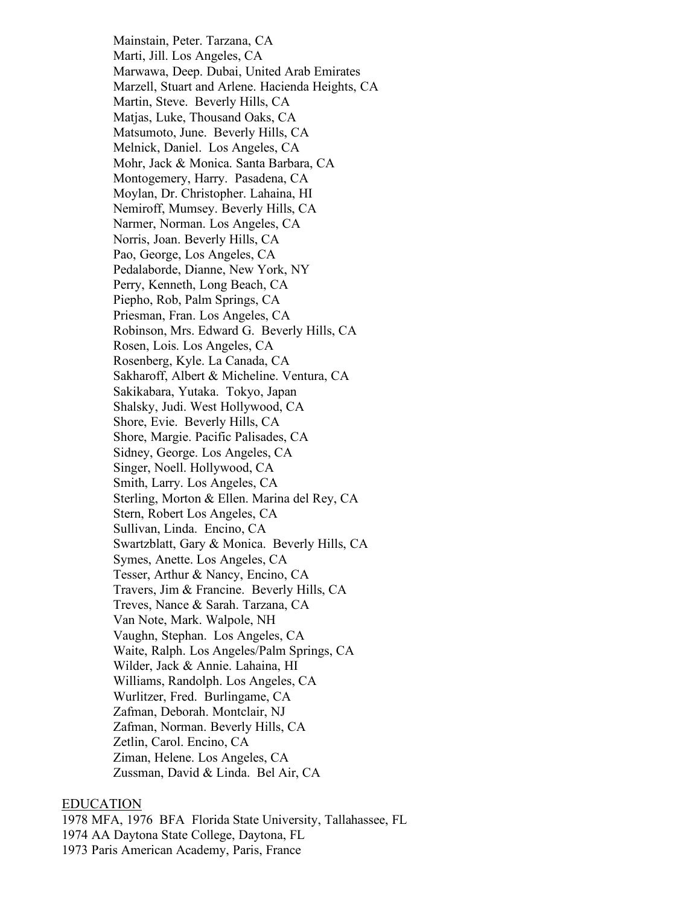Mainstain, Peter. Tarzana, CA
Marti, Jill. Los Angeles, CA
Marwawa, Deep. Dubai, United Arab Emirates
Marzell, Stuart and Arlene. Hacienda Heights, CA
Martin, Steve. Beverly Hills, CA
Matjas, Luke, Thousand Oaks, CA
Matsumoto, June. Beverly Hills, CA
Melnick, Daniel. Los Angeles, CA
Mohr, Jack & Monica. Santa Barbara, CA
Montogemery, Harry. Pasadena, CA
Moylan, Dr. Christopher. Lahaina, HI
Nemiroff, Mumsey. Beverly Hills, CA
Narmer, Norman. Los Angeles, CA
Norris, Joan. Beverly Hills, CA
Pao, George, Los Angeles, CA
Pedalaborde, Dianne, New York, NY
Perry, Kenneth, Long Beach, CA
Piepho, Rob, Palm Springs, CA
Priesman, Fran. Los Angeles, CA
Robinson, Mrs. Edward G. Beverly Hills, CA
Rosen, Lois. Los Angeles, CA
Rosenberg, Kyle. La Canada, CA
Sakharoff, Albert & Micheline. Ventura, CA
Sakikabara, Yutaka. Tokyo, Japan
Shalsky, Judi. West Hollywood, CA
Shore, Evie. Beverly Hills, CA
Shore, Margie. Pacific Palisades, CA
Sidney, George. Los Angeles, CA
Singer, Noell. Hollywood, CA
Smith, Larry. Los Angeles, CA
Sterling, Morton & Ellen. Marina del Rey, CA
Stern, Robert Los Angeles, CA
Sullivan, Linda. Encino, CA
Swartzblatt, Gary & Monica. Beverly Hills, CA
Symes, Anette. Los Angeles, CA
Tesser, Arthur & Nancy, Encino, CA
Travers, Jim & Francine. Beverly Hills, CA
Treves, Nance & Sarah. Tarzana, CA
Van Note, Mark. Walpole, NH
Vaughn, Stephan. Los Angeles, CA
Waite, Ralph. Los Angeles/Palm Springs, CA
Wilder, Jack & Annie. Lahaina, HI
Williams, Randolph. Los Angeles, CA
Wurlitzer, Fred. Burlingame, CA
Zafman, Deborah. Montclair, NJ
Zafman, Norman. Beverly Hills, CA
Zetlin, Carol. Encino, CA
Ziman, Helene. Los Angeles, CA
Zussman, David & Linda. Bel Air, CA

## EDUCATION

1978 MFA, 1976 BFA Florida State University, Tallahassee, FL
1974 AA Daytona State College, Daytona, FL
1973 Paris American Academy, Paris, France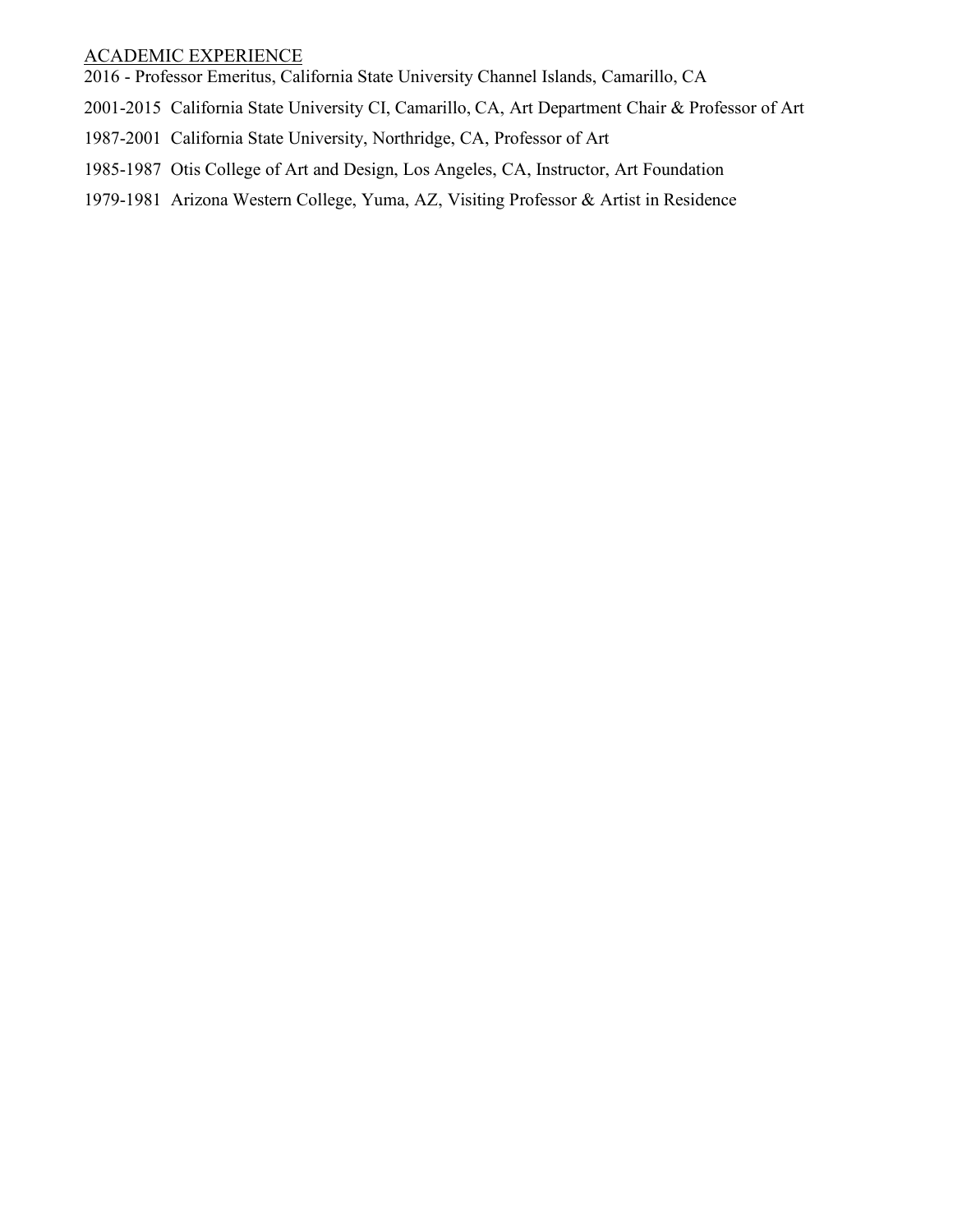ACADEMIC EXPERIENCE

2016 - Professor Emeritus, California State University Channel Islands, Camarillo, CA

2001-2015 California State University CI, Camarillo, CA, Art Department Chair & Professor of Art

1987-2001 California State University, Northridge, CA, Professor of Art

1985-1987 Otis College of Art and Design, Los Angeles, CA, Instructor, Art Foundation

1979-1981 Arizona Western College, Yuma, AZ, Visiting Professor & Artist in Residence